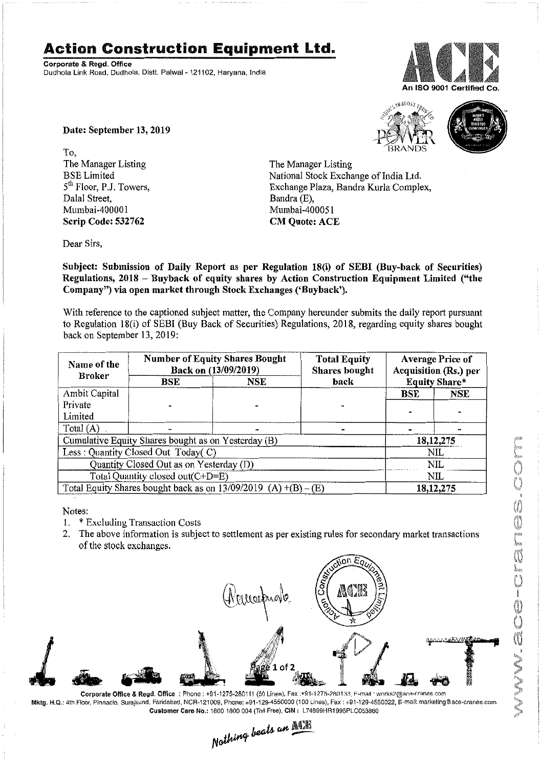# Action Construction Equipment Ltd.

**Corporate & Regd. Office**
Dudhola Link Road, Dudhola, Distt. Palwal - 121102, Haryana, India

An ISO 9001 Certified Co.

**Date: September 13, 2019**

To,
The Manager Listing
BSE Limited
5th Floor, P.J. Towers,
Dalal Street,
Mumbai-400001
**Scrip Code: 532762**

The Manager Listing
National Stock Exchange of India Ltd.
Exchange Plaza, Bandra Kurla Complex,
Bandra (E),
Mumbai-400051
**CM Quote: ACE**

Dear Sirs,

**Subject: Submission of Daily Report as per Regulation 18(i) of SEBI (Buy-back of Securities) Regulations, 2018 – Buyback of equity shares by Action Construction Equipment Limited ("the Company") via open market through Stock Exchanges ('Buyback').**

With reference to the captioned subject matter, the Company hereunder submits the daily report pursuant to Regulation 18(i) of SEBI (Buy Back of Securities) Regulations, 2018, regarding equity shares bought back on September 13, 2019:

| Name of the Broker | Number of Equity Shares Bought Back on (13/09/2019) | | Total Equity Shares bought back | Average Price of Acquisition (Rs.) per Equity Share* | |
|---|---|---|---|---|---|
| | BSE | NSE | | BSE | NSE |
| Ambit Capital Private Limited | - | - | - | - | - |
| Total (A) | - | - | - | - | - |
| Cumulative Equity Shares bought as on Yesterday (B) | | | | 18,12,275 | |
| Less : Quantity Closed Out Today( C) | | | | NIL | |
| Quantity Closed Out as on Yesterday (D) | | | | NIL | |
| Total Quantity closed out(C+D=E) | | | | NIL | |
| Total Equity Shares bought back as on 13/09/2019 (A) +(B) – (E) | | | | 18,12,275 | |

Notes:
1. * Excluding Transaction Costs
2. The above information is subject to settlement as per existing rules for secondary market transactions of the stock exchanges.

**Corporate Office & Regd. Office** : Phone : +91-1275-280111 (50 Lines), Fax :+91-1275-280133, E-mail : works2@ace-cranes.com
**Mktg. H.Q.:** 4th Floor, Pinnacle, Surajkund, Faridabad, NCR-121009, Phone: +91-129-4550000 (100 Lines), Fax : +91-129-4550022, E-mail: marketing@ace-cranes.com
**Customer Care No.:** 1800 1800 004 (Toll Free), **CIN :** L74899HR1995PLC053860

*Nothing beats an ACE*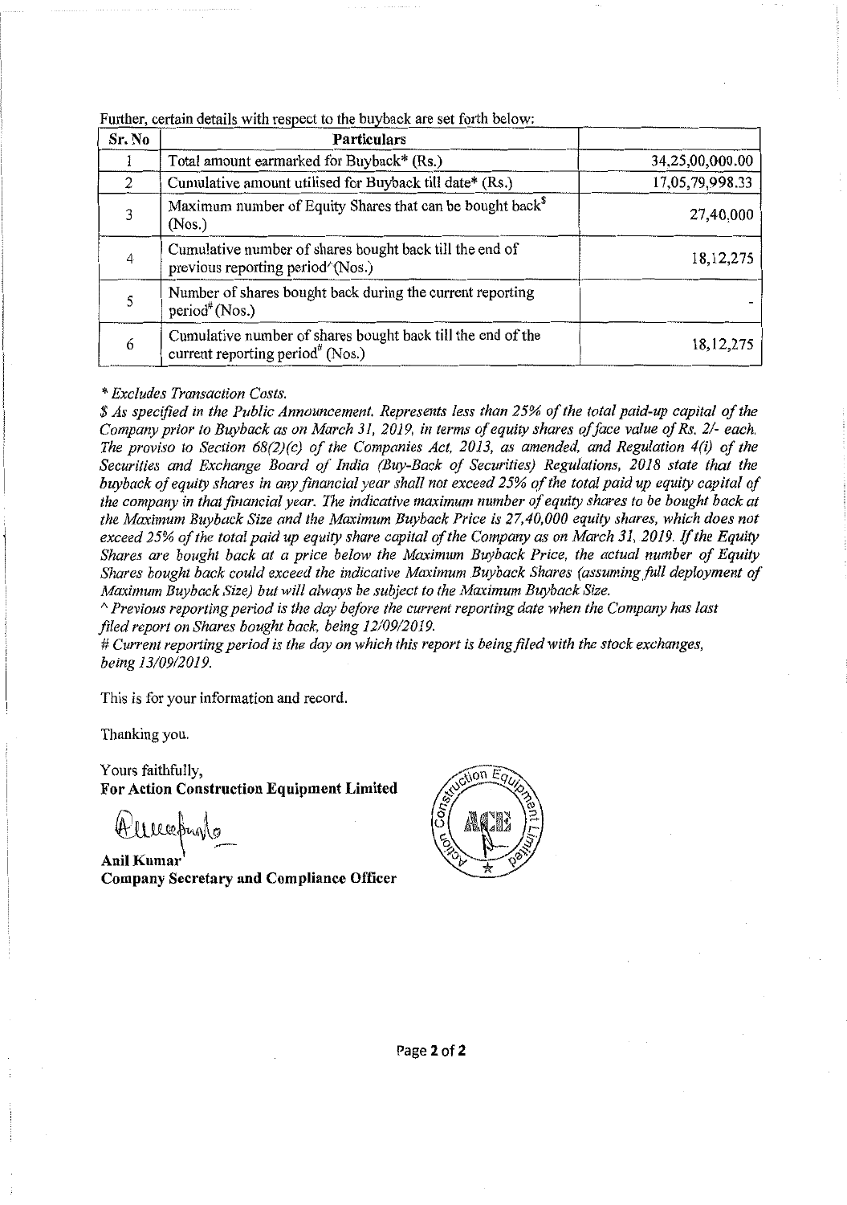Further, certain details with respect to the buyback are set forth below:

| Sr. No | Particulars | |
|---|---|---|
| 1 | Total amount earmarked for Buyback* (Rs.) | 34,25,00,000.00 |
| 2 | Cumulative amount utilised for Buyback till date* (Rs.) | 17,05,79,998.33 |
| 3 | Maximum number of Equity Shares that can be bought back$ (Nos.) | 27,40,000 |
| 4 | Cumulative number of shares bought back till the end of previous reporting period^ (Nos.) | 18,12,275 |
| 5 | Number of shares bought back during the current reporting period# (Nos.) | - |
| 6 | Cumulative number of shares bought back till the end of the current reporting period# (Nos.) | 18,12,275 |

*\* Excludes Transaction Costs.*

*$ As specified in the Public Announcement. Represents less than 25% of the total paid-up capital of the Company prior to Buyback as on March 31, 2019, in terms of equity shares of face value of Rs. 2/- each. The proviso to Section 68(2)(c) of the Companies Act, 2013, as amended, and Regulation 4(i) of the Securities and Exchange Board of India (Buy-Back of Securities) Regulations, 2018 state that the buyback of equity shares in any financial year shall not exceed 25% of the total paid up equity capital of the company in that financial year. The indicative maximum number of equity shares to be bought back at the Maximum Buyback Size and the Maximum Buyback Price is 27,40,000 equity shares, which does not exceed 25% of the total paid up equity share capital of the Company as on March 31, 2019. If the Equity Shares are bought back at a price below the Maximum Buyback Price, the actual number of Equity Shares bought back could exceed the indicative Maximum Buyback Shares (assuming full deployment of Maximum Buyback Size) but will always be subject to the Maximum Buyback Size.*

*^ Previous reporting period is the day before the current reporting date when the Company has last filed report on Shares bought back, being 12/09/2019.*

*# Current reporting period is the day on which this report is being filed with the stock exchanges, being 13/09/2019.*

This is for your information and record.

Thanking you.

Yours faithfully,
**For Action Construction Equipment Limited**

**Anil Kumar**
**Company Secretary and Compliance Officer**